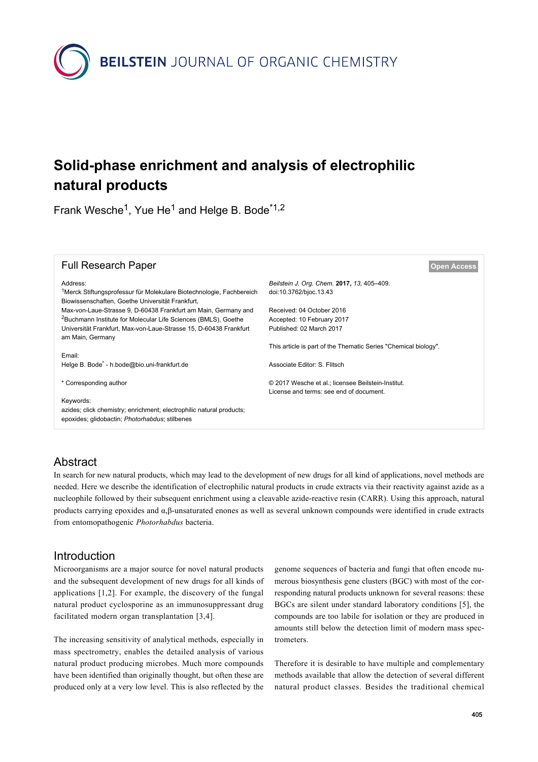# Solid-phase enrichment and analysis of electrophilic natural products

Frank Wesche[1], Yue He[1] and Helge B. Bode[*1,2]

## Full Research Paper

**Open Access**

Address:
[1]Merck Stiftungsprofessur für Molekulare Biotechnologie, Fachbereich Biowissenschaften, Goethe Universität Frankfurt, Max-von-Laue-Strasse 9, D-60438 Frankfurt am Main, Germany and [2]Buchmann Institute for Molecular Life Sciences (BMLS), Goethe Universität Frankfurt, Max-von-Laue-Strasse 15, D-60438 Frankfurt am Main, Germany

Email:
Helge B. Bode[*] - h.bode@bio.uni-frankfurt.de

* Corresponding author

Keywords:
azides; click chemistry; enrichment; electrophilic natural products; epoxides; glidobactin; *Photorhabdus*; stilbenes

*Beilstein J. Org. Chem.* **2017,** *13,* 405–409.
doi:10.3762/bjoc.13.43

Received: 04 October 2016
Accepted: 10 February 2017
Published: 02 March 2017

This article is part of the Thematic Series "Chemical biology".

Associate Editor: S. Flitsch

© 2017 Wesche et al.; licensee Beilstein-Institut.
License and terms: see end of document.

## Abstract

In search for new natural products, which may lead to the development of new drugs for all kind of applications, novel methods are needed. Here we describe the identification of electrophilic natural products in crude extracts via their reactivity against azide as a nucleophile followed by their subsequent enrichment using a cleavable azide-reactive resin (CARR). Using this approach, natural products carrying epoxides and α,β-unsaturated enones as well as several unknown compounds were identified in crude extracts from entomopathogenic *Photorhabdus* bacteria.

## Introduction

Microorganisms are a major source for novel natural products and the subsequent development of new drugs for all kinds of applications [1,2]. For example, the discovery of the fungal natural product cyclosporine as an immunosuppressant drug facilitated modern organ transplantation [3,4].

The increasing sensitivity of analytical methods, especially in mass spectrometry, enables the detailed analysis of various natural product producing microbes. Much more compounds have been identified than originally thought, but often these are produced only at a very low level. This is also reflected by the genome sequences of bacteria and fungi that often encode numerous biosynthesis gene clusters (BGC) with most of the corresponding natural products unknown for several reasons: these BGCs are silent under standard laboratory conditions [5], the compounds are too labile for isolation or they are produced in amounts still below the detection limit of modern mass spectrometers.

Therefore it is desirable to have multiple and complementary methods available that allow the detection of several different natural product classes. Besides the traditional chemical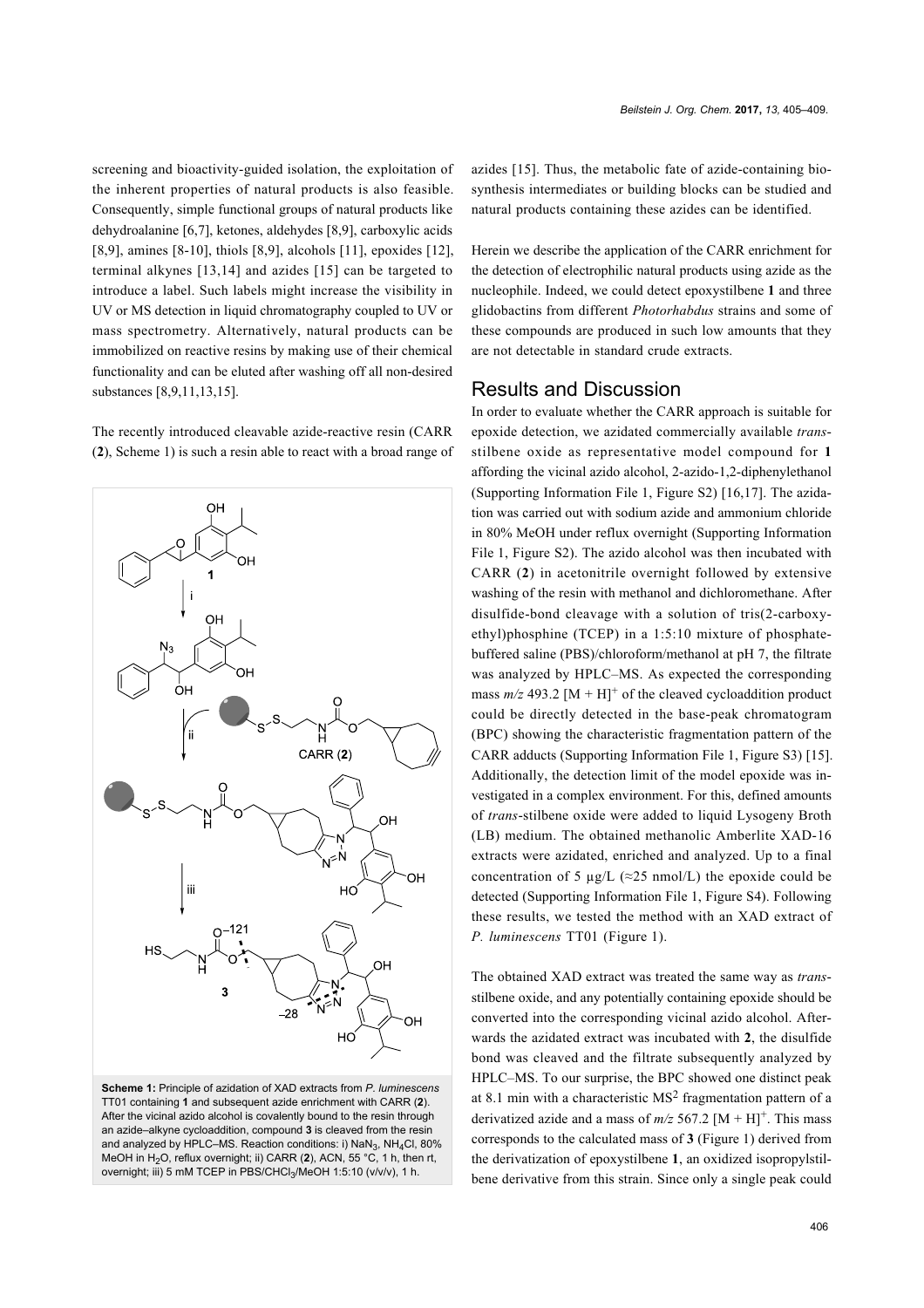screening and bioactivity-guided isolation, the exploitation of the inherent properties of natural products is also feasible. Consequently, simple functional groups of natural products like dehydroalanine [6,7], ketones, aldehydes [8,9], carboxylic acids [8,9], amines [8-10], thiols [8,9], alcohols [11], epoxides [12], terminal alkynes [13,14] and azides [15] can be targeted to introduce a label. Such labels might increase the visibility in UV or MS detection in liquid chromatography coupled to UV or mass spectrometry. Alternatively, natural products can be immobilized on reactive resins by making use of their chemical functionality and can be eluted after washing off all non-desired substances [8,9,11,13,15].

The recently introduced cleavable azide-reactive resin (CARR (**2**), Scheme 1) is such a resin able to react with a broad range of azides [15]. Thus, the metabolic fate of azide-containing biosynthesis intermediates or building blocks can be studied and natural products containing these azides can be identified.

**Scheme 1:** Principle of azidation of XAD extracts from *P. luminescens* TT01 containing **1** and subsequent azide enrichment with CARR (**2**). After the vicinal azido alcohol is covalently bound to the resin through an azide–alkyne cycloaddition, compound **3** is cleaved from the resin and analyzed by HPLC–MS. Reaction conditions: i) $NaN_3$, $NH_4Cl$, 80% MeOH in $H_2O$, reflux overnight; ii) CARR (**2**), ACN, 55 °C, 1 h, then rt, overnight; iii) 5 mM TCEP in PBS/$CHCl_3$/MeOH 1:5:10 (v/v/v), 1 h.

Herein we describe the application of the CARR enrichment for the detection of electrophilic natural products using azide as the nucleophile. Indeed, we could detect epoxystilbene **1** and three glidobactins from different *Photorhabdus* strains and some of these compounds are produced in such low amounts that they are not detectable in standard crude extracts.

## Results and Discussion

In order to evaluate whether the CARR approach is suitable for epoxide detection, we azidated commercially available *trans*-stilbene oxide as representative model compound for **1** affording the vicinal azido alcohol, 2-azido-1,2-diphenylethanol (Supporting Information File 1, Figure S2) [16,17]. The azidation was carried out with sodium azide and ammonium chloride in 80% MeOH under reflux overnight (Supporting Information File 1, Figure S2). The azido alcohol was then incubated with CARR (**2**) in acetonitrile overnight followed by extensive washing of the resin with methanol and dichloromethane. After disulfide-bond cleavage with a solution of tris(2-carboxyethyl)phosphine (TCEP) in a 1:5:10 mixture of phosphate-buffered saline (PBS)/chloroform/methanol at pH 7, the filtrate was analyzed by HPLC–MS. As expected the corresponding mass $m/z$ 493.2 $[M + H]^+$ of the cleaved cycloaddition product could be directly detected in the base-peak chromatogram (BPC) showing the characteristic fragmentation pattern of the CARR adducts (Supporting Information File 1, Figure S3) [15]. Additionally, the detection limit of the model epoxide was investigated in a complex environment. For this, defined amounts of *trans*-stilbene oxide were added to liquid Lysogeny Broth (LB) medium. The obtained methanolic Amberlite XAD-16 extracts were azidated, enriched and analyzed. Up to a final concentration of 5 µg/L (≈25 nmol/L) the epoxide could be detected (Supporting Information File 1, Figure S4). Following these results, we tested the method with an XAD extract of *P. luminescens* TT01 (Figure 1).

The obtained XAD extract was treated the same way as *trans*-stilbene oxide, and any potentially containing epoxide should be converted into the corresponding vicinal azido alcohol. Afterwards the azidated extract was incubated with **2**, the disulfide bond was cleaved and the filtrate subsequently analyzed by HPLC–MS. To our surprise, the BPC showed one distinct peak at 8.1 min with a characteristic $MS^2$ fragmentation pattern of a derivatized azide and a mass of $m/z$ 567.2 $[M + H]^+$. This mass corresponds to the calculated mass of **3** (Figure 1) derived from the derivatization of epoxystilbene **1**, an oxidized isopropylstilbene derivative from this strain. Since only a single peak could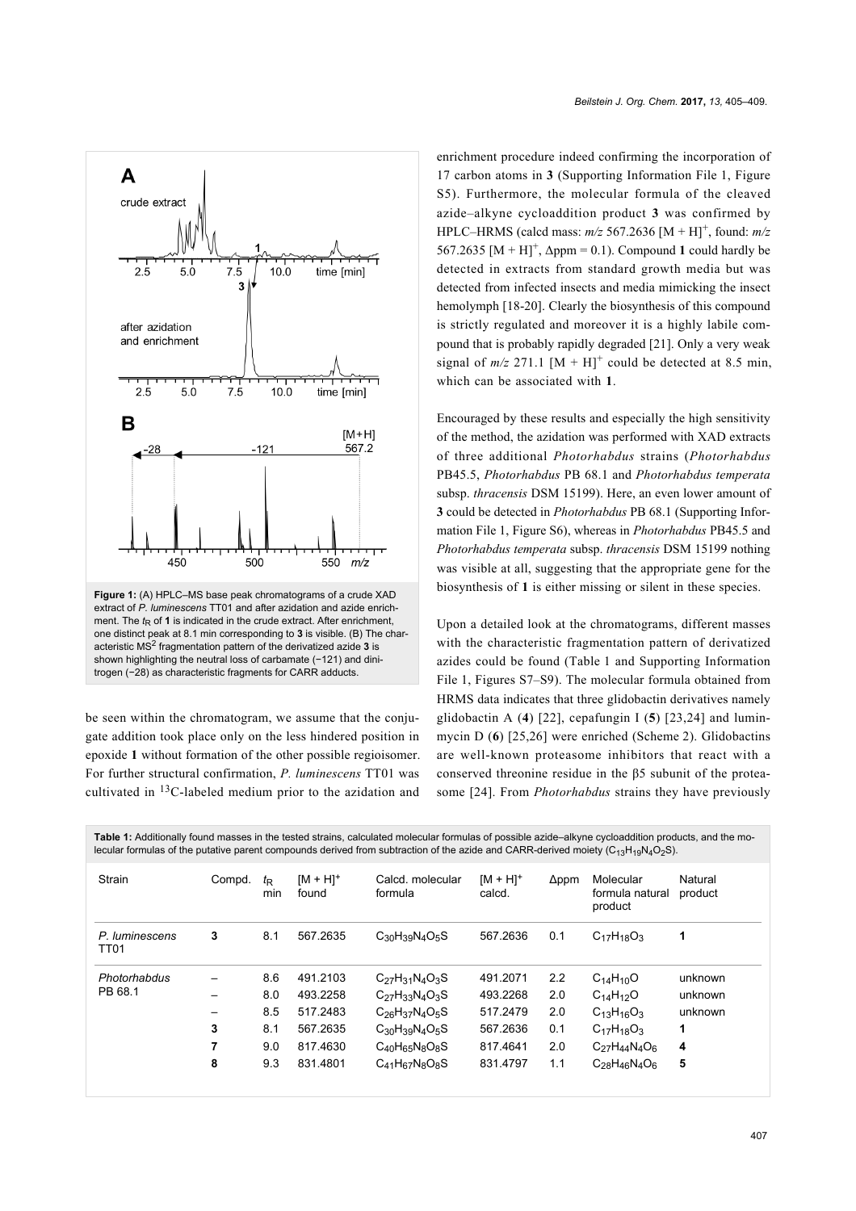**Figure 1:** (A) HPLC–MS base peak chromatograms of a crude XAD extract of *P. luminescens* TT01 and after azidation and azide enrichment. The $t_R$ of **1** is indicated in the crude extract. After enrichment, one distinct peak at 8.1 min corresponding to **3** is visible. (B) The characteristic $MS^2$ fragmentation pattern of the derivatized azide **3** is shown highlighting the neutral loss of carbamate (−121) and dinitrogen (−28) as characteristic fragments for CARR adducts.

be seen within the chromatogram, we assume that the conjugate addition took place only on the less hindered position in epoxide **1** without formation of the other possible regioisomer. For further structural confirmation, *P. luminescens* TT01 was cultivated in $^{13}C$-labeled medium prior to the azidation and enrichment procedure indeed confirming the incorporation of 17 carbon atoms in **3** (Supporting Information File 1, Figure S5). Furthermore, the molecular formula of the cleaved azide–alkyne cycloaddition product **3** was confirmed by HPLC–HRMS (calcd mass: *m/z* 567.2636 $[M + H]^+$, found: *m/z* 567.2635 $[M + H]^+$, Δppm = 0.1). Compound **1** could hardly be detected in extracts from standard growth media but was detected from infected insects and media mimicking the insect hemolymph [18-20]. Clearly the biosynthesis of this compound is strictly regulated and moreover it is a highly labile compound that is probably rapidly degraded [21]. Only a very weak signal of *m/z* 271.1 $[M + H]^+$ could be detected at 8.5 min, which can be associated with **1**.

Encouraged by these results and especially the high sensitivity of the method, the azidation was performed with XAD extracts of three additional *Photorhabdus* strains (*Photorhabdus* PB45.5, *Photorhabdus* PB 68.1 and *Photorhabdus temperata* subsp. *thracensis* DSM 15199). Here, an even lower amount of **3** could be detected in *Photorhabdus* PB 68.1 (Supporting Information File 1, Figure S6), whereas in *Photorhabdus* PB45.5 and *Photorhabdus temperata* subsp. *thracensis* DSM 15199 nothing was visible at all, suggesting that the appropriate gene for the biosynthesis of **1** is either missing or silent in these species.

Upon a detailed look at the chromatograms, different masses with the characteristic fragmentation pattern of derivatized azides could be found (Table 1 and Supporting Information File 1, Figures S7–S9). The molecular formula obtained from HRMS data indicates that three glidobactin derivatives namely glidobactin A (**4**) [22], cepafungin I (**5**) [23,24] and luminmycin D (**6**) [25,26] were enriched (Scheme 2). Glidobactins are well-known proteasome inhibitors that react with a conserved threonine residue in the β5 subunit of the proteasome [24]. From *Photorhabdus* strains they have previously

**Table 1:** Additionally found masses in the tested strains, calculated molecular formulas of possible azide–alkyne cycloaddition products, and the molecular formulas of the putative parent compounds derived from subtraction of the azide and CARR-derived moiety ($C_{13}H_{19}N_4O_2S$).

| Strain | Compd. | $t_R$ min | $[M + H]^+$ found | Calcd. molecular formula | $[M + H]^+$ calcd. | Δppm | Molecular formula natural product | Natural product |
|---|---|---|---|---|---|---|---|---|
| *P. luminescens* TT01 | **3** | 8.1 | 567.2635 | $C_{30}H_{39}N_4O_5S$ | 567.2636 | 0.1 | $C_{17}H_{18}O_3$ | **1** |
| *Photorhabdus* PB 68.1 | – | 8.6 | 491.2103 | $C_{27}H_{31}N_4O_3S$ | 491.2071 | 2.2 | $C_{14}H_{10}O$ | unknown |
| | – | 8.0 | 493.2258 | $C_{27}H_{33}N_4O_3S$ | 493.2268 | 2.0 | $C_{14}H_{12}O$ | unknown |
| | – | 8.5 | 517.2483 | $C_{26}H_{37}N_4O_5S$ | 517.2479 | 2.0 | $C_{13}H_{16}O_3$ | unknown |
| | **3** | 8.1 | 567.2635 | $C_{30}H_{39}N_4O_5S$ | 567.2636 | 0.1 | $C_{17}H_{18}O_3$ | **1** |
| | **7** | 9.0 | 817.4630 | $C_{40}H_{65}N_8O_8S$ | 817.4641 | 2.0 | $C_{27}H_{44}N_4O_6$ | **4** |
| | **8** | 9.3 | 831.4801 | $C_{41}H_{67}N_8O_8S$ | 831.4797 | 1.1 | $C_{28}H_{46}N_4O_6$ | **5** |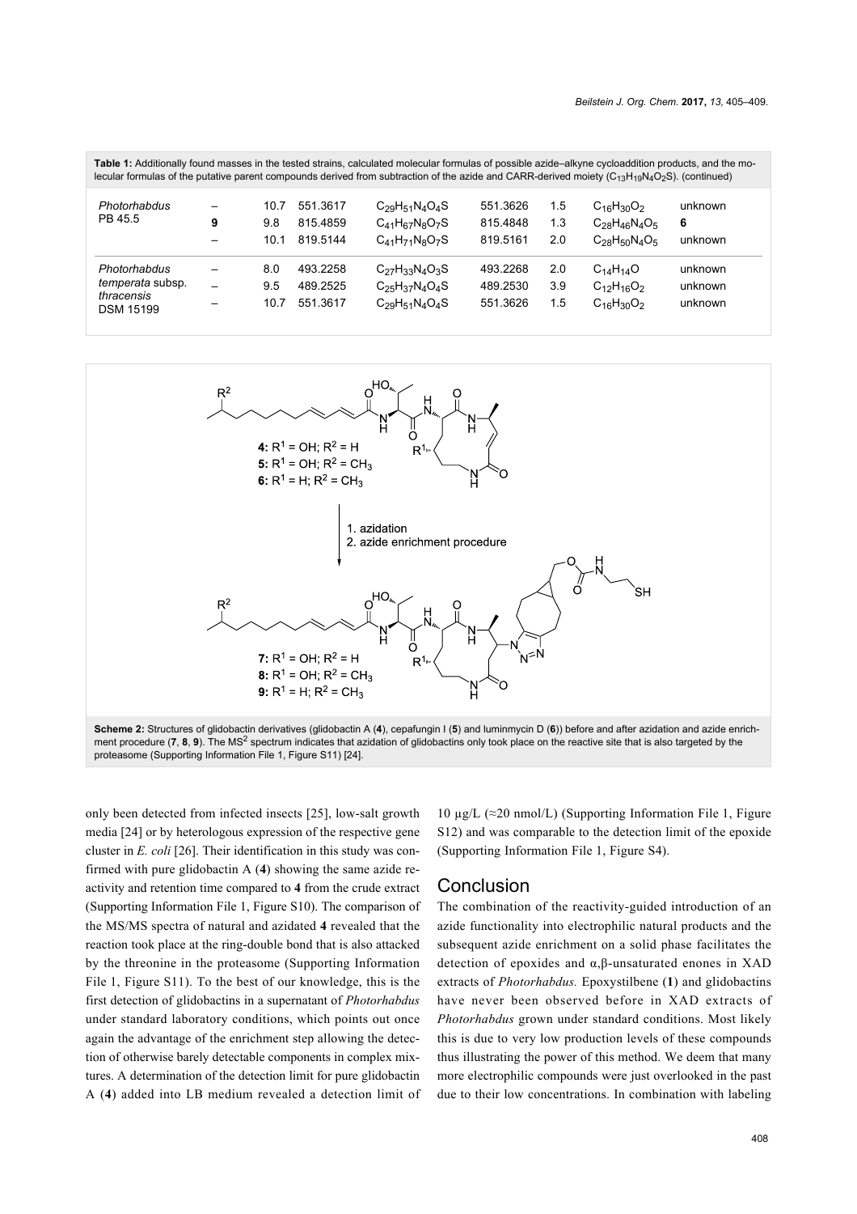**Table 1:** Additionally found masses in the tested strains, calculated molecular formulas of possible azide–alkyne cycloaddition products, and the molecular formulas of the putative parent compounds derived from subtraction of the azide and CARR-derived moiety ($C_{13}H_{19}N_4O_2S$). (continued)

| | | | | | | | | |
|---|---|---|---|---|---|---|---|---|
| *Photorhabdus* PB 45.5 | – | 10.7 | 551.3617 | $C_{29}H_{51}N_4O_4S$ | 551.3626 | 1.5 | $C_{16}H_{30}O_2$ | unknown |
| | **9** | 9.8 | 815.4859 | $C_{41}H_{67}N_8O_7S$ | 815.4848 | 1.3 | $C_{28}H_{46}N_4O_5$ | **6** |
| | – | 10.1 | 819.5144 | $C_{41}H_{71}N_8O_7S$ | 819.5161 | 2.0 | $C_{28}H_{50}N_4O_5$ | unknown |
| *Photorhabdus temperata* subsp. *thracensis* DSM 15199 | – | 8.0 | 493.2258 | $C_{27}H_{33}N_4O_3S$ | 493.2268 | 2.0 | $C_{14}H_{14}O$ | unknown |
| | – | 9.5 | 489.2525 | $C_{25}H_{37}N_4O_4S$ | 489.2530 | 3.9 | $C_{12}H_{16}O_2$ | unknown |
| | – | 10.7 | 551.3617 | $C_{29}H_{51}N_4O_4S$ | 551.3626 | 1.5 | $C_{16}H_{30}O_2$ | unknown |

**Scheme 2:** Structures of glidobactin derivatives (glidobactin A (**4**), cepafungin I (**5**) and luminmycin D (**6**)) before and after azidation and azide enrichment procedure (**7**, **8**, **9**). The $MS^2$ spectrum indicates that azidation of glidobactins only took place on the reactive site that is also targeted by the proteasome (Supporting Information File 1, Figure S11) [24].

only been detected from infected insects [25], low-salt growth media [24] or by heterologous expression of the respective gene cluster in *E. coli* [26]. Their identification in this study was confirmed with pure glidobactin A (**4**) showing the same azide reactivity and retention time compared to **4** from the crude extract (Supporting Information File 1, Figure S10). The comparison of the MS/MS spectra of natural and azidated **4** revealed that the reaction took place at the ring-double bond that is also attacked by the threonine in the proteasome (Supporting Information File 1, Figure S11). To the best of our knowledge, this is the first detection of glidobactins in a supernatant of *Photorhabdus* under standard laboratory conditions, which points out once again the advantage of the enrichment step allowing the detection of otherwise barely detectable components in complex mixtures. A determination of the detection limit for pure glidobactin A (**4**) added into LB medium revealed a detection limit of 10 µg/L (≈20 nmol/L) (Supporting Information File 1, Figure S12) and was comparable to the detection limit of the epoxide (Supporting Information File 1, Figure S4).

## Conclusion

The combination of the reactivity-guided introduction of an azide functionality into electrophilic natural products and the subsequent azide enrichment on a solid phase facilitates the detection of epoxides and α,β-unsaturated enones in XAD extracts of *Photorhabdus.* Epoxystilbene (**1**) and glidobactins have never been observed before in XAD extracts of *Photorhabdus* grown under standard conditions. Most likely this is due to very low production levels of these compounds thus illustrating the power of this method. We deem that many more electrophilic compounds were just overlooked in the past due to their low concentrations. In combination with labeling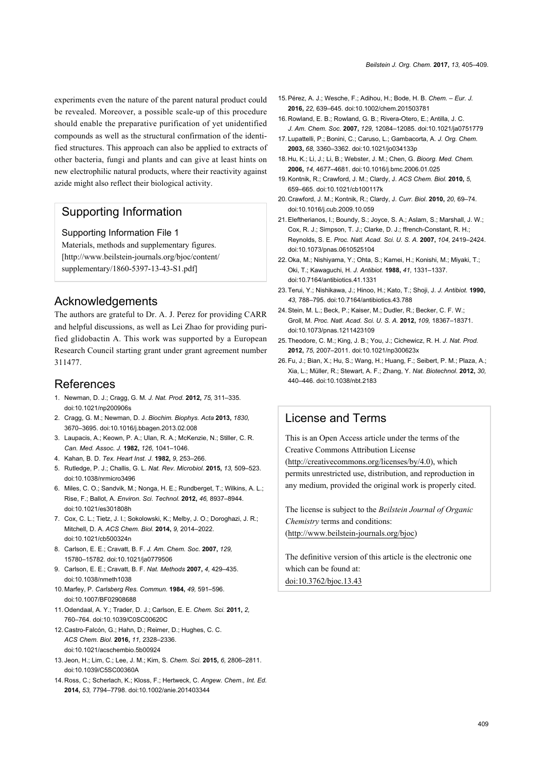experiments even the nature of the parent natural product could be revealed. Moreover, a possible scale-up of this procedure should enable the preparative purification of yet unidentified compounds as well as the structural confirmation of the identified structures. This approach can also be applied to extracts of other bacteria, fungi and plants and can give at least hints on new electrophilic natural products, where their reactivity against azide might also reflect their biological activity.

## Supporting Information

### Supporting Information File 1

Materials, methods and supplementary figures.
[http://www.beilstein-journals.org/bjoc/content/supplementary/1860-5397-13-43-S1.pdf]

## Acknowledgements

The authors are grateful to Dr. A. J. Perez for providing CARR and helpful discussions, as well as Lei Zhao for providing purified glidobactin A. This work was supported by a European Research Council starting grant under grant agreement number 311477.

## References

1. Newman, D. J.; Cragg, G. M. *J. Nat. Prod.* **2012,** *75,* 311–335. doi:10.1021/np200906s
2. Cragg, G. M.; Newman, D. J. *Biochim. Biophys. Acta* **2013,** *1830,* 3670–3695. doi:10.1016/j.bbagen.2013.02.008
3. Laupacis, A.; Keown, P. A.; Ulan, R. A.; McKenzie, N.; Stiller, C. R. *Can. Med. Assoc. J.* **1982,** *126,* 1041–1046.
4. Kahan, B. D. *Tex. Heart Inst. J.* **1982,** *9,* 253–266.
5. Rutledge, P. J.; Challis, G. L. *Nat. Rev. Microbiol.* **2015,** *13,* 509–523. doi:10.1038/nrmicro3496
6. Miles, C. O.; Sandvik, M.; Nonga, H. E.; Rundberget, T.; Wilkins, A. L.; Rise, F.; Ballot, A. *Environ. Sci. Technol.* **2012,** *46,* 8937–8944. doi:10.1021/es301808h
7. Cox, C. L.; Tietz, J. I.; Sokolowski, K.; Melby, J. O.; Doroghazi, J. R.; Mitchell, D. A. *ACS Chem. Biol.* **2014,** *9,* 2014–2022. doi:10.1021/cb500324n
8. Carlson, E. E.; Cravatt, B. F. *J. Am. Chem. Soc.* **2007,** *129,* 15780–15782. doi:10.1021/ja0779506
9. Carlson, E. E.; Cravatt, B. F. *Nat. Methods* **2007,** *4,* 429–435. doi:10.1038/nmeth1038
10. Marfey, P. *Carlsberg Res. Commun.* **1984,** *49,* 591–596. doi:10.1007/BF02908688
11. Odendaal, A. Y.; Trader, D. J.; Carlson, E. E. *Chem. Sci.* **2011,** *2,* 760–764. doi:10.1039/C0SC00620C
12. Castro-Falcón, G.; Hahn, D.; Reimer, D.; Hughes, C. C. *ACS Chem. Biol.* **2016,** *11,* 2328–2336. doi:10.1021/acschembio.5b00924
13. Jeon, H.; Lim, C.; Lee, J. M.; Kim, S. *Chem. Sci.* **2015,** *6,* 2806–2811. doi:10.1039/C5SC00360A
14. Ross, C.; Scherlach, K.; Kloss, F.; Hertweck, C. *Angew. Chem., Int. Ed.* **2014,** *53,* 7794–7798. doi:10.1002/anie.201403344
15. Pérez, A. J.; Wesche, F.; Adihou, H.; Bode, H. B. *Chem. – Eur. J.* **2016,** *22,* 639–645. doi:10.1002/chem.201503781
16. Rowland, E. B.; Rowland, G. B.; Rivera-Otero, E.; Antilla, J. C. *J. Am. Chem. Soc.* **2007,** *129,* 12084–12085. doi:10.1021/ja0751779
17. Lupattelli, P.; Bonini, C.; Caruso, L.; Gambacorta, A. *J. Org. Chem.* **2003,** *68,* 3360–3362. doi:10.1021/jo034133p
18. Hu, K.; Li, J.; Li, B.; Webster, J. M.; Chen, G. *Bioorg. Med. Chem.* **2006,** *14,* 4677–4681. doi:10.1016/j.bmc.2006.01.025
19. Kontnik, R.; Crawford, J. M.; Clardy, J. *ACS Chem. Biol.* **2010,** *5,* 659–665. doi:10.1021/cb100117k
20. Crawford, J. M.; Kontnik, R.; Clardy, J. *Curr. Biol.* **2010,** *20,* 69–74. doi:10.1016/j.cub.2009.10.059
21. Eleftherianos, I.; Boundy, S.; Joyce, S. A.; Aslam, S.; Marshall, J. W.; Cox, R. J.; Simpson, T. J.; Clarke, D. J.; ffrench-Constant, R. H.; Reynolds, S. E. *Proc. Natl. Acad. Sci. U. S. A.* **2007,** *104,* 2419–2424. doi:10.1073/pnas.0610525104
22. Oka, M.; Nishiyama, Y.; Ohta, S.; Kamei, H.; Konishi, M.; Miyaki, T.; Oki, T.; Kawaguchi, H. *J. Antibiot.* **1988,** *41,* 1331–1337. doi:10.7164/antibiotics.41.1331
23. Terui, Y.; Nishikawa, J.; Hinoo, H.; Kato, T.; Shoji, J. *J. Antibiot.* **1990,** *43,* 788–795. doi:10.7164/antibiotics.43.788
24. Stein, M. L.; Beck, P.; Kaiser, M.; Dudler, R.; Becker, C. F. W.; Groll, M. *Proc. Natl. Acad. Sci. U. S. A.* **2012,** *109,* 18367–18371. doi:10.1073/pnas.1211423109
25. Theodore, C. M.; King, J. B.; You, J.; Cichewicz, R. H. *J. Nat. Prod.* **2012,** *75,* 2007–2011. doi:10.1021/np300623x
26. Fu, J.; Bian, X.; Hu, S.; Wang, H.; Huang, F.; Seibert, P. M.; Plaza, A.; Xia, L.; Müller, R.; Stewart, A. F.; Zhang, Y. *Nat. Biotechnol.* **2012,** *30,* 440–446. doi:10.1038/nbt.2183

## License and Terms

This is an Open Access article under the terms of the Creative Commons Attribution License (http://creativecommons.org/licenses/by/4.0), which permits unrestricted use, distribution, and reproduction in any medium, provided the original work is properly cited.

The license is subject to the *Beilstein Journal of Organic Chemistry* terms and conditions: (http://www.beilstein-journals.org/bjoc)

The definitive version of this article is the electronic one which can be found at:
doi:10.3762/bjoc.13.43